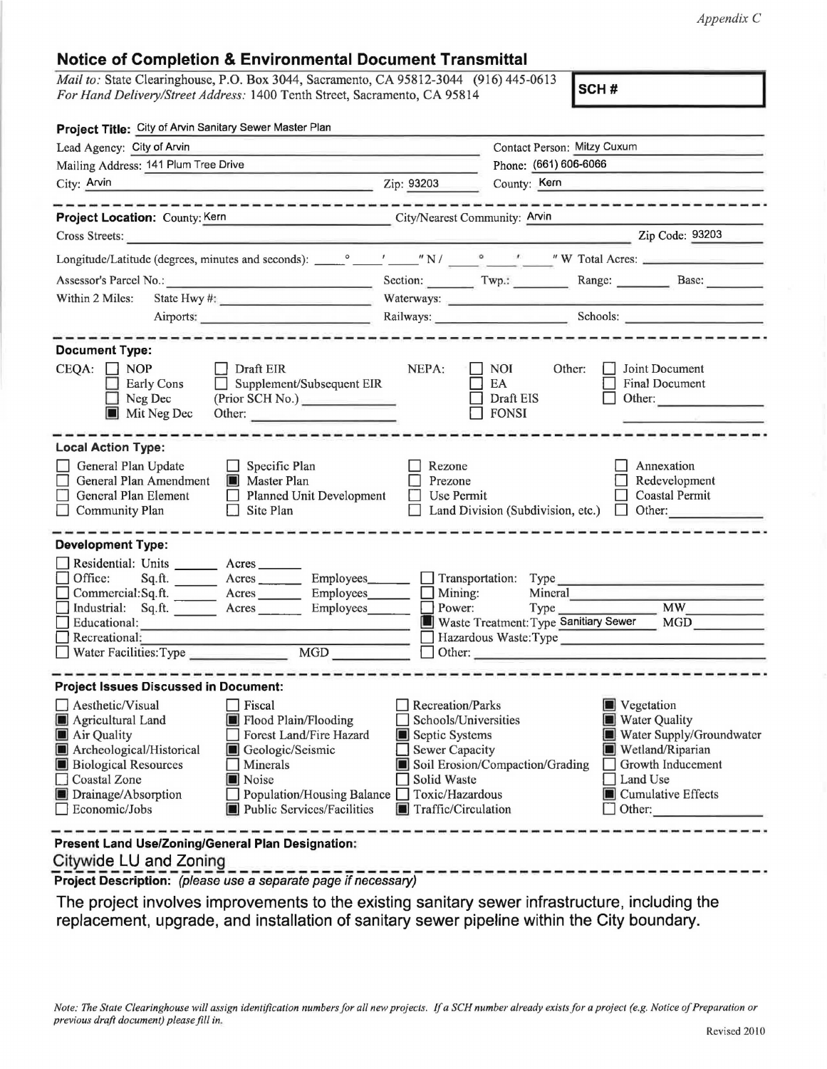*Appendix C*

## Notice of Completion & Environmental Document Transmittal

*Mail to:* State Clearinghouse, P.O. Box 3044, Sacramento, CA 95812-3044 (916) 445-0613
*For Hand Delivery/Street Address:* 1400 Tenth Street, Sacramento, CA 95814

**SCH #**

**Project Title:** City of Arvin Sanitary Sewer Master Plan

Lead Agency: City of Arvin — Contact Person: Mitzy Cuxum
Mailing Address: 141 Plum Tree Drive — Phone: (661) 606-6066
City: Arvin — Zip: 93203 — County: Kern

---

**Project Location:** County: Kern — City/Nearest Community: Arvin
Cross Streets: — Zip Code: 93203
Longitude/Latitude (degrees, minutes and seconds): ____° ____′ ____″ N / ____° ____′ ____″ W Total Acres:
Assessor's Parcel No.: — Section: — Twp.: — Range: — Base:
Within 2 Miles: State Hwy #: — Waterways:
Airports: — Railways: — Schools:

---

**Document Type:**

CEQA: ☐ NOP ☐ Early Cons ☐ Neg Dec ■ Mit Neg Dec ☐ Draft EIR ☐ Supplement/Subsequent EIR (Prior SCH No.) ____ Other: ____

NEPA: ☐ NOI ☐ EA ☐ Draft EIS ☐ FONSI

Other: ☐ Joint Document ☐ Final Document ☐ Other: ____

---

**Local Action Type:**

☐ General Plan Update ☐ General Plan Amendment ☐ General Plan Element ☐ Community Plan
☐ Specific Plan ■ Master Plan ☐ Planned Unit Development ☐ Site Plan
☐ Rezone ☐ Prezone ☐ Use Permit ☐ Land Division (Subdivision, etc.)
☐ Annexation ☐ Redevelopment ☐ Coastal Permit ☐ Other: ____

---

**Development Type:**

☐ Residential: Units ____ Acres ____
☐ Office: Sq.ft. ____ Acres ____ Employees ____
☐ Commercial: Sq.ft. ____ Acres ____ Employees ____
☐ Industrial: Sq.ft. ____ Acres ____ Employees ____
☐ Educational: ____
☐ Recreational: ____
☐ Water Facilities: Type ____ MGD ____
☐ Transportation: Type ____
☐ Mining: Mineral ____
☐ Power: Type ____ MW ____
■ Waste Treatment: Type Sanitiary Sewer MGD ____
☐ Hazardous Waste: Type ____
☐ Other: ____

---

**Project Issues Discussed in Document:**

☐ Aesthetic/Visual
■ Agricultural Land
■ Air Quality
■ Archeological/Historical
■ Biological Resources
☐ Coastal Zone
■ Drainage/Absorption
☐ Economic/Jobs
☐ Fiscal
■ Flood Plain/Flooding
☐ Forest Land/Fire Hazard
■ Geologic/Seismic
☐ Minerals
■ Noise
☐ Population/Housing Balance
■ Public Services/Facilities
☐ Recreation/Parks
☐ Schools/Universities
■ Septic Systems
☐ Sewer Capacity
■ Soil Erosion/Compaction/Grading
☐ Solid Waste
☐ Toxic/Hazardous
■ Traffic/Circulation
■ Vegetation
■ Water Quality
■ Water Supply/Groundwater
■ Wetland/Riparian
☐ Growth Inducement
☐ Land Use
■ Cumulative Effects
☐ Other: ____

---

**Present Land Use/Zoning/General Plan Designation:**
Citywide LU and Zoning

**Project Description:** *(please use a separate page if necessary)*

The project involves improvements to the existing sanitary sewer infrastructure, including the replacement, upgrade, and installation of sanitary sewer pipeline within the City boundary.

*Note: The State Clearinghouse will assign identification numbers for all new projects. If a SCH number already exists for a project (e.g. Notice of Preparation or previous draft document) please fill in.*

Revised 2010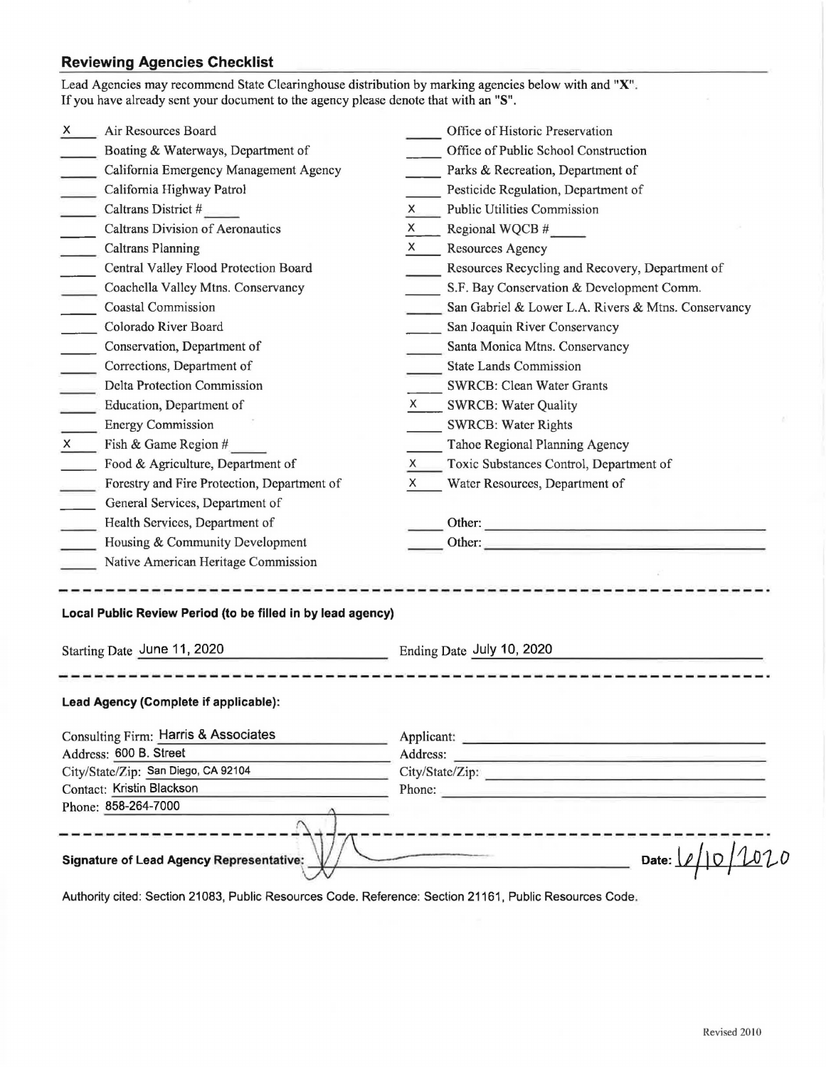## Reviewing Agencies Checklist

Lead Agencies may recommend State Clearinghouse distribution by marking agencies below with and "X". If you have already sent your document to the agency please denote that with an "S".

- X Air Resources Board
- ___ Boating & Waterways, Department of
- ___ California Emergency Management Agency
- ___ California Highway Patrol
- ___ Caltrans District # ___
- ___ Caltrans Division of Aeronautics
- ___ Caltrans Planning
- ___ Central Valley Flood Protection Board
- ___ Coachella Valley Mtns. Conservancy
- ___ Coastal Commission
- ___ Colorado River Board
- ___ Conservation, Department of
- ___ Corrections, Department of
- ___ Delta Protection Commission
- ___ Education, Department of
- ___ Energy Commission
- X Fish & Game Region # ___
- ___ Food & Agriculture, Department of
- ___ Forestry and Fire Protection, Department of
- ___ General Services, Department of
- ___ Health Services, Department of
- ___ Housing & Community Development
- ___ Native American Heritage Commission
- ___ Office of Historic Preservation
- ___ Office of Public School Construction
- ___ Parks & Recreation, Department of
- ___ Pesticide Regulation, Department of
- X Public Utilities Commission
- X Regional WQCB # ___
- X Resources Agency
- ___ Resources Recycling and Recovery, Department of
- ___ S.F. Bay Conservation & Development Comm.
- ___ San Gabriel & Lower L.A. Rivers & Mtns. Conservancy
- ___ San Joaquin River Conservancy
- ___ Santa Monica Mtns. Conservancy
- ___ State Lands Commission
- ___ SWRCB: Clean Water Grants
- X SWRCB: Water Quality
- ___ SWRCB: Water Rights
- ___ Tahoe Regional Planning Agency
- X Toxic Substances Control, Department of
- X Water Resources, Department of
- ___ Other: ___
- ___ Other: ___

---

**Local Public Review Period (to be filled in by lead agency)**

Starting Date June 11, 2020 Ending Date July 10, 2020

---

**Lead Agency (Complete if applicable):**

| | |
|---|---|
| Consulting Firm: Harris & Associates | Applicant: |
| Address: 600 B. Street | Address: |
| City/State/Zip: San Diego, CA 92104 | City/State/Zip: |
| Contact: Kristin Blackson | Phone: |
| Phone: 858-264-7000 | |

---

**Signature of Lead Agency Representative:** [signature] **Date:** 6/10/2020

Authority cited: Section 21083, Public Resources Code. Reference: Section 21161, Public Resources Code.

Revised 2010